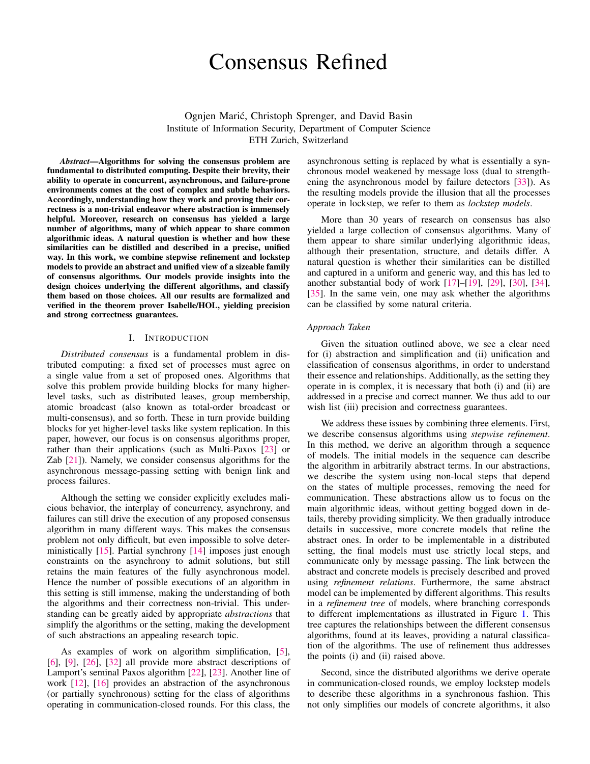# Consensus Refined

Ognjen Marić, Christoph Sprenger, and David Basin
Institute of Information Security, Department of Computer Science
ETH Zurich, Switzerland

***Abstract*—Algorithms for solving the consensus problem are fundamental to distributed computing. Despite their brevity, their ability to operate in concurrent, asynchronous, and failure-prone environments comes at the cost of complex and subtle behaviors. Accordingly, understanding how they work and proving their correctness is a non-trivial endeavor where abstraction is immensely helpful. Moreover, research on consensus has yielded a large number of algorithms, many of which appear to share common algorithmic ideas. A natural question is whether and how these similarities can be distilled and described in a precise, unified way. In this work, we combine stepwise refinement and lockstep models to provide an abstract and unified view of a sizeable family of consensus algorithms. Our models provide insights into the design choices underlying the different algorithms, and classify them based on those choices. All our results are formalized and verified in the theorem prover Isabelle/HOL, yielding precision and strong correctness guarantees.**

## I. Introduction

*Distributed consensus* is a fundamental problem in distributed computing: a fixed set of processes must agree on a single value from a set of proposed ones. Algorithms that solve this problem provide building blocks for many higher-level tasks, such as distributed leases, group membership, atomic broadcast (also known as total-order broadcast or multi-consensus), and so forth. These in turn provide building blocks for yet higher-level tasks like system replication. In this paper, however, our focus is on consensus algorithms proper, rather than their applications (such as Multi-Paxos [23] or Zab [21]). Namely, we consider consensus algorithms for the asynchronous message-passing setting with benign link and process failures.

Although the setting we consider explicitly excludes malicious behavior, the interplay of concurrency, asynchrony, and failures can still drive the execution of any proposed consensus algorithm in many different ways. This makes the consensus problem not only difficult, but even impossible to solve deterministically [15]. Partial synchrony [14] imposes just enough constraints on the asynchrony to admit solutions, but still retains the main features of the fully asynchronous model. Hence the number of possible executions of an algorithm in this setting is still immense, making the understanding of both the algorithms and their correctness non-trivial. This understanding can be greatly aided by appropriate *abstractions* that simplify the algorithms or the setting, making the development of such abstractions an appealing research topic.

As examples of work on algorithm simplification, [5], [6], [9], [26], [32] all provide more abstract descriptions of Lamport's seminal Paxos algorithm [22], [23]. Another line of work [12], [16] provides an abstraction of the asynchronous (or partially synchronous) setting for the class of algorithms operating in communication-closed rounds. For this class, the asynchronous setting is replaced by what is essentially a synchronous model weakened by message loss (dual to strengthening the asynchronous model by failure detectors [33]). As the resulting models provide the illusion that all the processes operate in lockstep, we refer to them as *lockstep models*.

More than 30 years of research on consensus has also yielded a large collection of consensus algorithms. Many of them appear to share similar underlying algorithmic ideas, although their presentation, structure, and details differ. A natural question is whether their similarities can be distilled and captured in a uniform and generic way, and this has led to another substantial body of work [17]–[19], [29], [30], [34], [35]. In the same vein, one may ask whether the algorithms can be classified by some natural criteria.

### Approach Taken

Given the situation outlined above, we see a clear need for (i) abstraction and simplification and (ii) unification and classification of consensus algorithms, in order to understand their essence and relationships. Additionally, as the setting they operate in is complex, it is necessary that both (i) and (ii) are addressed in a precise and correct manner. We thus add to our wish list (iii) precision and correctness guarantees.

We address these issues by combining three elements. First, we describe consensus algorithms using *stepwise refinement*. In this method, we derive an algorithm through a sequence of models. The initial models in the sequence can describe the algorithm in arbitrarily abstract terms. In our abstractions, we describe the system using non-local steps that depend on the states of multiple processes, removing the need for communication. These abstractions allow us to focus on the main algorithmic ideas, without getting bogged down in details, thereby providing simplicity. We then gradually introduce details in successive, more concrete models that refine the abstract ones. In order to be implementable in a distributed setting, the final models must use strictly local steps, and communicate only by message passing. The link between the abstract and concrete models is precisely described and proved using *refinement relations*. Furthermore, the same abstract model can be implemented by different algorithms. This results in a *refinement tree* of models, where branching corresponds to different implementations as illustrated in Figure 1. This tree captures the relationships between the different consensus algorithms, found at its leaves, providing a natural classification of the algorithms. The use of refinement thus addresses the points (i) and (ii) raised above.

Second, since the distributed algorithms we derive operate in communication-closed rounds, we employ lockstep models to describe these algorithms in a synchronous fashion. This not only simplifies our models of concrete algorithms, it also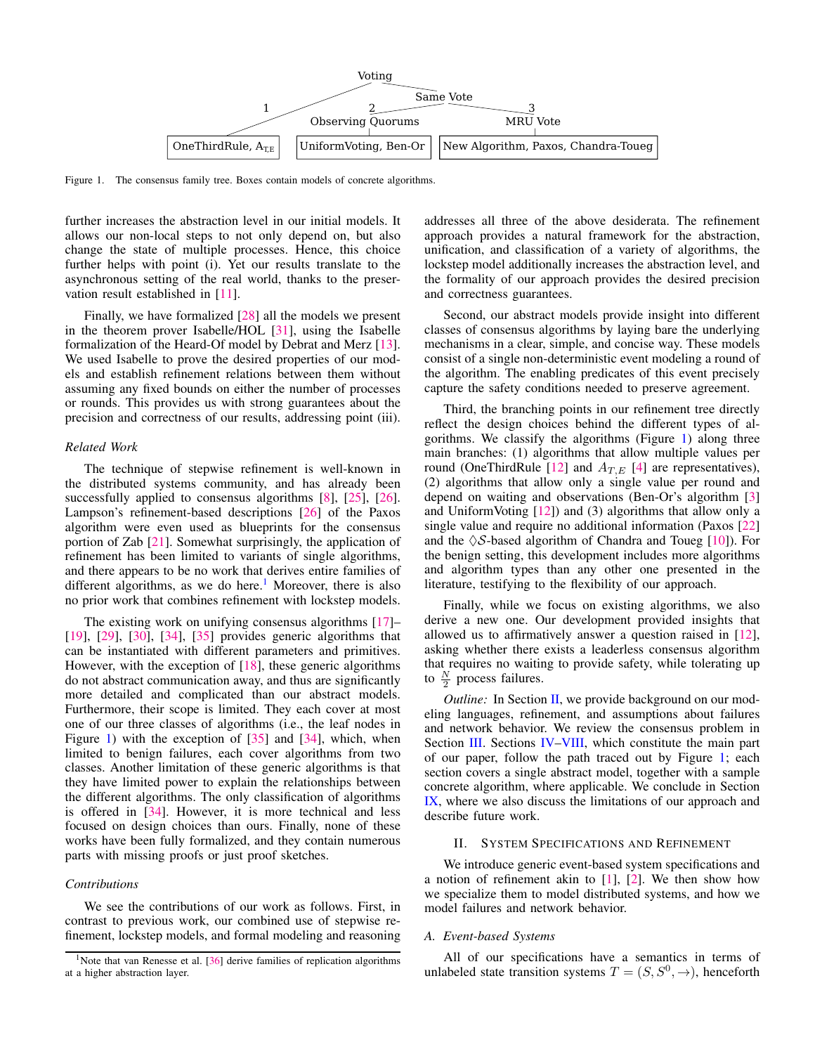Voting

1 — OneThirdRule, $A_{T,E}$

Same Vote

2 Observing Quorums — UniformVoting, Ben-Or

3 MRU Vote — New Algorithm, Paxos, Chandra-Toueg

Figure 1. The consensus family tree. Boxes contain models of concrete algorithms.

further increases the abstraction level in our initial models. It allows our non-local steps to not only depend on, but also change the state of multiple processes. Hence, this choice further helps with point (i). Yet our results translate to the asynchronous setting of the real world, thanks to the preservation result established in [11].

Finally, we have formalized [28] all the models we present in the theorem prover Isabelle/HOL [31], using the Isabelle formalization of the Heard-Of model by Debrat and Merz [13]. We used Isabelle to prove the desired properties of our models and establish refinement relations between them without assuming any fixed bounds on either the number of processes or rounds. This provides us with strong guarantees about the precision and correctness of our results, addressing point (iii).

### *Related Work*

The technique of stepwise refinement is well-known in the distributed systems community, and has already been successfully applied to consensus algorithms [8], [25], [26]. Lampson's refinement-based descriptions [26] of the Paxos algorithm were even used as blueprints for the consensus portion of Zab [21]. Somewhat surprisingly, the application of refinement has been limited to variants of single algorithms, and there appears to be no work that derives entire families of different algorithms, as we do here.[1] Moreover, there is also no prior work that combines refinement with lockstep models.

The existing work on unifying consensus algorithms [17]–[19], [29], [30], [34], [35] provides generic algorithms that can be instantiated with different parameters and primitives. However, with the exception of [18], these generic algorithms do not abstract communication away, and thus are significantly more detailed and complicated than our abstract models. Furthermore, their scope is limited. They each cover at most one of our three classes of algorithms (i.e., the leaf nodes in Figure 1) with the exception of [35] and [34], which, when limited to benign failures, each cover algorithms from two classes. Another limitation of these generic algorithms is that they have limited power to explain the relationships between the different algorithms. The only classification of algorithms is offered in [34]. However, it is more technical and less focused on design choices than ours. Finally, none of these works have been fully formalized, and they contain numerous parts with missing proofs or just proof sketches.

### *Contributions*

We see the contributions of our work as follows. First, in contrast to previous work, our combined use of stepwise refinement, lockstep models, and formal modeling and reasoning addresses all three of the above desiderata. The refinement approach provides a natural framework for the abstraction, unification, and classification of a variety of algorithms, the lockstep model additionally increases the abstraction level, and the formality of our approach provides the desired precision and correctness guarantees.

Second, our abstract models provide insight into different classes of consensus algorithms by laying bare the underlying mechanisms in a clear, simple, and concise way. These models consist of a single non-deterministic event modeling a round of the algorithm. The enabling predicates of this event precisely capture the safety conditions needed to preserve agreement.

Third, the branching points in our refinement tree directly reflect the design choices behind the different types of algorithms. We classify the algorithms (Figure 1) along three main branches: (1) algorithms that allow multiple values per round (OneThirdRule [12] and $A_{T,E}$ [4] are representatives), (2) algorithms that allow only a single value per round and depend on waiting and observations (Ben-Or's algorithm [3] and UniformVoting [12]) and (3) algorithms that allow only a single value and require no additional information (Paxos [22] and the $\Diamond\mathcal{S}$-based algorithm of Chandra and Toueg [10]). For the benign setting, this development includes more algorithms and algorithm types than any other one presented in the literature, testifying to the flexibility of our approach.

Finally, while we focus on existing algorithms, we also derive a new one. Our development provided insights that allowed us to affirmatively answer a question raised in [12], asking whether there exists a leaderless consensus algorithm that requires no waiting to provide safety, while tolerating up to $\frac{N}{2}$ process failures.

*Outline:* In Section II, we provide background on our modeling languages, refinement, and assumptions about failures and network behavior. We review the consensus problem in Section III. Sections IV–VIII, which constitute the main part of our paper, follow the path traced out by Figure 1; each section covers a single abstract model, together with a sample concrete algorithm, where applicable. We conclude in Section IX, where we also discuss the limitations of our approach and describe future work.

## II. System Specifications and Refinement

We introduce generic event-based system specifications and a notion of refinement akin to [1], [2]. We then show how we specialize them to model distributed systems, and how we model failures and network behavior.

### *A. Event-based Systems*

All of our specifications have a semantics in terms of unlabeled state transition systems $T = (S, S^0, \rightarrow)$, henceforth

[1] Note that van Renesse et al. [36] derive families of replication algorithms at a higher abstraction layer.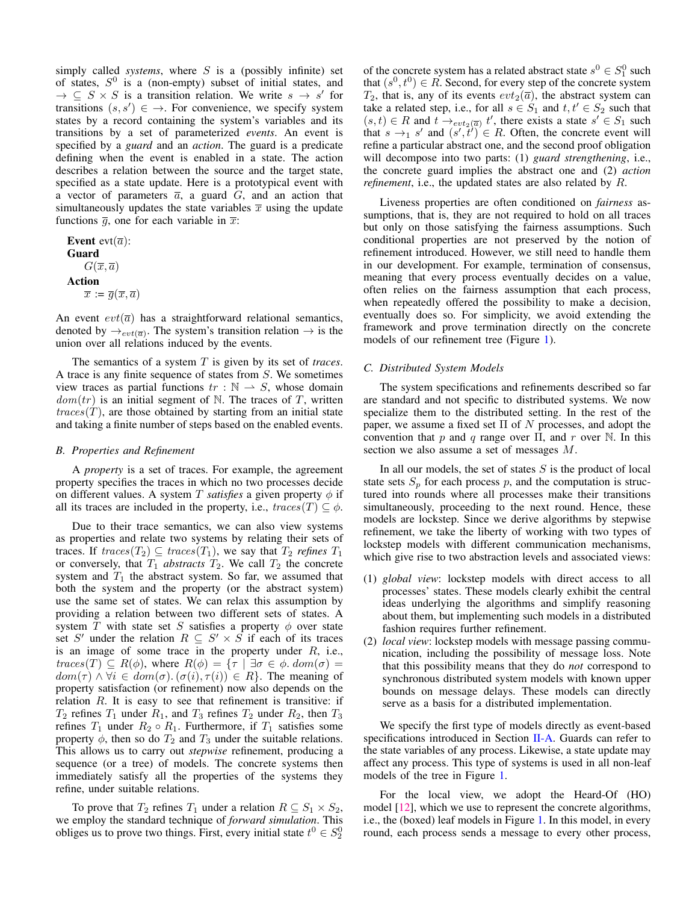simply called *systems*, where $S$ is a (possibly infinite) set of states, $S^0$ is a (non-empty) subset of initial states, and $\rightarrow \subseteq S \times S$ is a transition relation. We write $s \rightarrow s'$ for transitions $(s, s') \in \rightarrow$. For convenience, we specify system states by a record containing the system's variables and its transitions by a set of parameterized *events*. An event is specified by a *guard* and an *action*. The guard is a predicate defining when the event is enabled in a state. The action describes a relation between the source and the target state, specified as a state update. Here is a prototypical event with a vector of parameters $\overline{a}$, a guard $G$, and an action that simultaneously updates the state variables $\overline{x}$ using the update functions $\overline{g}$, one for each variable in $\overline{x}$:

**Event** evt($\overline{a}$):
**Guard**
$G(\overline{x}, \overline{a})$
**Action**
$\overline{x} := \overline{g}(\overline{x}, \overline{a})$

An event $evt(\overline{a})$ has a straightforward relational semantics, denoted by $\rightarrow_{evt(\overline{a})}$. The system's transition relation $\rightarrow$ is the union over all relations induced by the events.

The semantics of a system $T$ is given by its set of *traces*. A trace is any finite sequence of states from $S$. We sometimes view traces as partial functions $tr : \mathbb{N} \rightharpoonup S$, whose domain $dom(tr)$ is an initial segment of $\mathbb{N}$. The traces of $T$, written $traces(T)$, are those obtained by starting from an initial state and taking a finite number of steps based on the enabled events.

### B. Properties and Refinement

A *property* is a set of traces. For example, the agreement property specifies the traces in which no two processes decide on different values. A system $T$ *satisfies* a given property $\phi$ if all its traces are included in the property, i.e., $traces(T) \subseteq \phi$.

Due to their trace semantics, we can also view systems as properties and relate two systems by relating their sets of traces. If $traces(T_2) \subseteq traces(T_1)$, we say that $T_2$ *refines* $T_1$ or conversely, that $T_1$ *abstracts* $T_2$. We call $T_2$ the concrete system and $T_1$ the abstract system. So far, we assumed that both the system and the property (or the abstract system) use the same set of states. We can relax this assumption by providing a relation between two different sets of states. A system $T$ with state set $S$ satisfies a property $\phi$ over state set $S'$ under the relation $R \subseteq S' \times S$ if each of its traces is an image of some trace in the property under $R$, i.e., $traces(T) \subseteq R(\phi)$, where $R(\phi) = \{\tau \mid \exists \sigma \in \phi.\, dom(\sigma) = dom(\tau) \wedge \forall i \in dom(\sigma).\, (\sigma(i), \tau(i)) \in R\}$. The meaning of property satisfaction (or refinement) now also depends on the relation $R$. It is easy to see that refinement is transitive: if $T_2$ refines $T_1$ under $R_1$, and $T_3$ refines $T_2$ under $R_2$, then $T_3$ refines $T_1$ under $R_2 \circ R_1$. Furthermore, if $T_1$ satisfies some property $\phi$, then so do $T_2$ and $T_3$ under the suitable relations. This allows us to carry out *stepwise* refinement, producing a sequence (or a tree) of models. The concrete systems then immediately satisfy all the properties of the systems they refine, under suitable relations.

To prove that $T_2$ refines $T_1$ under a relation $R \subseteq S_1 \times S_2$, we employ the standard technique of *forward simulation*. This obliges us to prove two things. First, every initial state $t^0 \in S_2^0$ of the concrete system has a related abstract state $s^0 \in S_1^0$ such that $(s^0, t^0) \in R$. Second, for every step of the concrete system $T_2$, that is, any of its events $evt_2(\overline{a})$, the abstract system can take a related step, i.e., for all $s \in S_1$ and $t, t' \in S_2$ such that $(s, t) \in R$ and $t \rightarrow_{evt_2(\overline{a})} t'$, there exists a state $s' \in S_1$ such that $s \rightarrow_1 s'$ and $(s', t') \in R$. Often, the concrete event will refine a particular abstract one, and the second proof obligation will decompose into two parts: (1) *guard strengthening*, i.e., the concrete guard implies the abstract one and (2) *action refinement*, i.e., the updated states are also related by $R$.

Liveness properties are often conditioned on *fairness* assumptions, that is, they are not required to hold on all traces but only on those satisfying the fairness assumptions. Such conditional properties are not preserved by the notion of refinement introduced. However, we still need to handle them in our development. For example, termination of consensus, meaning that every process eventually decides on a value, often relies on the fairness assumption that each process, when repeatedly offered the possibility to make a decision, eventually does so. For simplicity, we avoid extending the framework and prove termination directly on the concrete models of our refinement tree (Figure 1).

### C. Distributed System Models

The system specifications and refinements described so far are standard and not specific to distributed systems. We now specialize them to the distributed setting. In the rest of the paper, we assume a fixed set $\Pi$ of $N$ processes, and adopt the convention that $p$ and $q$ range over $\Pi$, and $r$ over $\mathbb{N}$. In this section we also assume a set of messages $M$.

In all our models, the set of states $S$ is the product of local state sets $S_p$ for each process $p$, and the computation is structured into rounds where all processes make their transitions simultaneously, proceeding to the next round. Hence, these models are lockstep. Since we derive algorithms by stepwise refinement, we take the liberty of working with two types of lockstep models with different communication mechanisms, which give rise to two abstraction levels and associated views:

1. *global view*: lockstep models with direct access to all processes' states. These models clearly exhibit the central ideas underlying the algorithms and simplify reasoning about them, but implementing such models in a distributed fashion requires further refinement.
2. *local view*: lockstep models with message passing communication, including the possibility of message loss. Note that this possibility means that they do *not* correspond to synchronous distributed system models with known upper bounds on message delays. These models can directly serve as a basis for a distributed implementation.

We specify the first type of models directly as event-based specifications introduced in Section II-A. Guards can refer to the state variables of any process. Likewise, a state update may affect any process. This type of systems is used in all non-leaf models of the tree in Figure 1.

For the local view, we adopt the Heard-Of (HO) model [12], which we use to represent the concrete algorithms, i.e., the (boxed) leaf models in Figure 1. In this model, in every round, each process sends a message to every other process,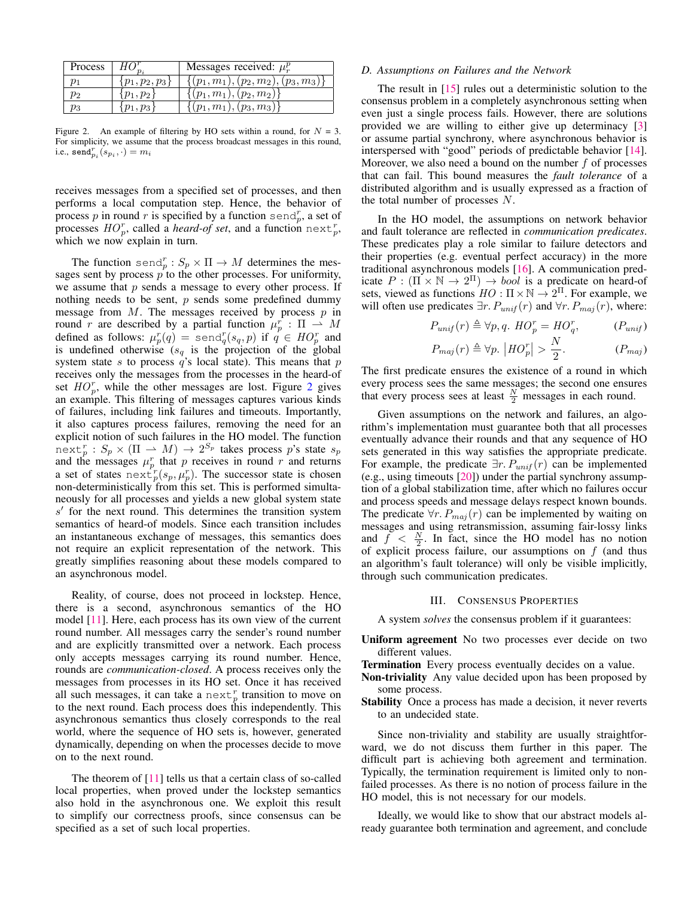| Process | $HO^r_{p_i}$ | Messages received: $\mu^p_r$ |
|---|---|---|
| $p_1$ | $\{p_1, p_2, p_3\}$ | $\{(p_1, m_1), (p_2, m_2), (p_3, m_3)\}$ |
| $p_2$ | $\{p_1, p_2\}$ | $\{(p_1, m_1), (p_2, m_2)\}$ |
| $p_3$ | $\{p_1, p_3\}$ | $\{(p_1, m_1), (p_3, m_3)\}$ |

Figure 2. An example of filtering by HO sets within a round, for $N = 3$. For simplicity, we assume that the process broadcast messages in this round, i.e., $\mathtt{send}^r_{p_i}(s_{p_i}, \cdot) = m_i$

receives messages from a specified set of processes, and then performs a local computation step. Hence, the behavior of process $p$ in round $r$ is specified by a function $\mathtt{send}^r_p$, a set of processes $HO^r_p$, called a *heard-of set*, and a function $\mathtt{next}^r_p$, which we now explain in turn.

The function $\mathtt{send}^r_p : S_p \times \Pi \to M$ determines the messages sent by process $p$ to the other processes. For uniformity, we assume that $p$ sends a message to every other process. If nothing needs to be sent, $p$ sends some predefined dummy message from $M$. The messages received by process $p$ in round $r$ are described by a partial function $\mu^r_p : \Pi \rightharpoonup M$ defined as follows: $\mu^r_p(q) = \mathtt{send}^r_q(s_q, p)$ if $q \in HO^r_p$ and is undefined otherwise ($s_q$ is the projection of the global system state $s$ to process $q$'s local state). This means that $p$ receives only the messages from the processes in the heard-of set $HO^r_p$, while the other messages are lost. Figure 2 gives an example. This filtering of messages captures various kinds of failures, including link failures and timeouts. Importantly, it also captures process failures, removing the need for an explicit notion of such failures in the HO model. The function $\mathtt{next}^r_p : S_p \times (\Pi \rightharpoonup M) \to 2^{S_p}$ takes process $p$'s state $s_p$ and the messages $\mu^r_p$ that $p$ receives in round $r$ and returns a set of states $\mathtt{next}^r_p(s_p, \mu^r_p)$. The successor state is chosen non-deterministically from this set. This is performed simultaneously for all processes and yields a new global system state $s'$ for the next round. This determines the transition system semantics of heard-of models. Since each transition includes an instantaneous exchange of messages, this semantics does not require an explicit representation of the network. This greatly simplifies reasoning about these models compared to an asynchronous model.

Reality, of course, does not proceed in lockstep. Hence, there is a second, asynchronous semantics of the HO model [11]. Here, each process has its own view of the current round number. All messages carry the sender's round number and are explicitly transmitted over a network. Each process only accepts messages carrying its round number. Hence, rounds are *communication-closed*. A process receives only the messages from processes in its HO set. Once it has received all such messages, it can take a $\mathtt{next}^r_p$ transition to move on to the next round. Each process does this independently. This asynchronous semantics thus closely corresponds to the real world, where the sequence of HO sets is, however, generated dynamically, depending on when the processes decide to move on to the next round.

The theorem of [11] tells us that a certain class of so-called local properties, when proved under the lockstep semantics also hold in the asynchronous one. We exploit this result to simplify our correctness proofs, since consensus can be specified as a set of such local properties.

### D. Assumptions on Failures and the Network

The result in [15] rules out a deterministic solution to the consensus problem in a completely asynchronous setting when even just a single process fails. However, there are solutions provided we are willing to either give up determinacy [3] or assume partial synchrony, where asynchronous behavior is interspersed with "good" periods of predictable behavior [14]. Moreover, we also need a bound on the number $f$ of processes that can fail. This bound measures the *fault tolerance* of a distributed algorithm and is usually expressed as a fraction of the total number of processes $N$.

In the HO model, the assumptions on network behavior and fault tolerance are reflected in *communication predicates*. These predicates play a role similar to failure detectors and their properties (e.g. eventual perfect accuracy) in the more traditional asynchronous models [16]. A communication predicate $P : (\Pi \times \mathbb{N} \to 2^{\Pi}) \to bool$ is a predicate on heard-of sets, viewed as functions $HO : \Pi \times \mathbb{N} \to 2^{\Pi}$. For example, we will often use predicates $\exists r.\, P_{unif}(r)$ and $\forall r.\, P_{maj}(r)$, where:

$$P_{unif}(r) \triangleq \forall p, q.\ HO^r_p = HO^r_q, \qquad (P_{unif})$$

$$P_{maj}(r) \triangleq \forall p.\ \left|HO^r_p\right| > \frac{N}{2}. \qquad (P_{maj})$$

The first predicate ensures the existence of a round in which every process sees the same messages; the second one ensures that every process sees at least $\frac{N}{2}$ messages in each round.

Given assumptions on the network and failures, an algorithm's implementation must guarantee both that all processes eventually advance their rounds and that any sequence of HO sets generated in this way satisfies the appropriate predicate. For example, the predicate $\exists r.\, P_{unif}(r)$ can be implemented (e.g., using timeouts [20]) under the partial synchrony assumption of a global stabilization time, after which no failures occur and process speeds and message delays respect known bounds. The predicate $\forall r.\, P_{maj}(r)$ can be implemented by waiting on messages and using retransmission, assuming fair-lossy links and $f < \frac{N}{2}$. In fact, since the HO model has no notion of explicit process failure, our assumptions on $f$ (and thus an algorithm's fault tolerance) will only be visible implicitly, through such communication predicates.

## III. Consensus Properties

A system *solves* the consensus problem if it guarantees:

**Uniform agreement** No two processes ever decide on two different values.

**Termination** Every process eventually decides on a value.

**Non-triviality** Any value decided upon has been proposed by some process.

**Stability** Once a process has made a decision, it never reverts to an undecided state.

Since non-triviality and stability are usually straightforward, we do not discuss them further in this paper. The difficult part is achieving both agreement and termination. Typically, the termination requirement is limited only to non-failed processes. As there is no notion of process failure in the HO model, this is not necessary for our models.

Ideally, we would like to show that our abstract models already guarantee both termination and agreement, and conclude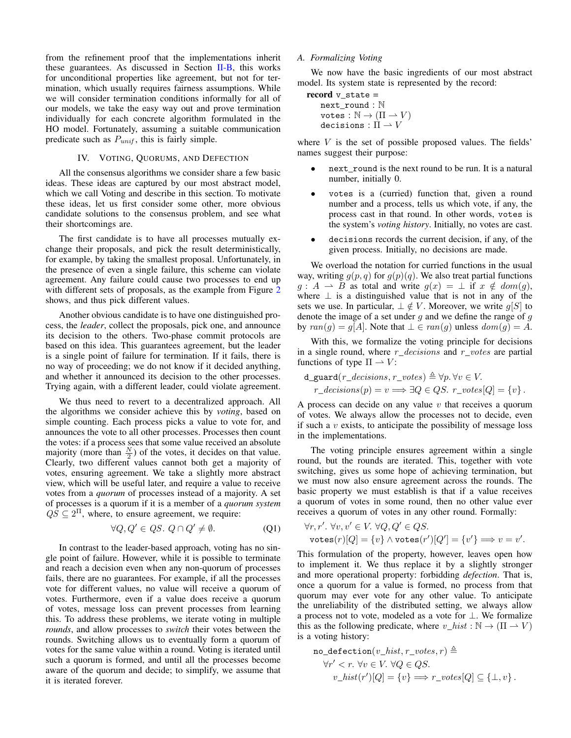from the refinement proof that the implementations inherit these guarantees. As discussed in Section II-B, this works for unconditional properties like agreement, but not for termination, which usually requires fairness assumptions. While we will consider termination conditions informally for all of our models, we take the easy way out and prove termination individually for each concrete algorithm formulated in the HO model. Fortunately, assuming a suitable communication predicate such as $P_{unif}$, this is fairly simple.

## IV. Voting, Quorums, and Defection

All the consensus algorithms we consider share a few basic ideas. These ideas are captured by our most abstract model, which we call Voting and describe in this section. To motivate these ideas, let us first consider some other, more obvious candidate solutions to the consensus problem, and see what their shortcomings are.

The first candidate is to have all processes mutually exchange their proposals, and pick the result deterministically, for example, by taking the smallest proposal. Unfortunately, in the presence of even a single failure, this scheme can violate agreement. Any failure could cause two processes to end up with different sets of proposals, as the example from Figure 2 shows, and thus pick different values.

Another obvious candidate is to have one distinguished process, the *leader*, collect the proposals, pick one, and announce its decision to the others. Two-phase commit protocols are based on this idea. This guarantees agreement, but the leader is a single point of failure for termination. If it fails, there is no way of proceeding; we do not know if it decided anything, and whether it announced its decision to the other processes. Trying again, with a different leader, could violate agreement.

We thus need to revert to a decentralized approach. All the algorithms we consider achieve this by *voting*, based on simple counting. Each process picks a value to vote for, and announces the vote to all other processes. Processes then count the votes: if a process sees that some value received an absolute majority (more than $\frac{N}{2}$) of the votes, it decides on that value. Clearly, two different values cannot both get a majority of votes, ensuring agreement. We take a slightly more abstract view, which will be useful later, and require a value to receive votes from a *quorum* of processes instead of a majority. A set of processes is a quorum if it is a member of a *quorum system* $QS \subseteq 2^{\Pi}$, where, to ensure agreement, we require:

$$\forall Q, Q' \in QS.\ Q \cap Q' \neq \emptyset. \tag{Q1}$$

In contrast to the leader-based approach, voting has no single point of failure. However, while it is possible to terminate and reach a decision even when any non-quorum of processes fails, there are no guarantees. For example, if all the processes vote for different values, no value will receive a quorum of votes. Furthermore, even if a value does receive a quorum of votes, message loss can prevent processes from learning this. To address these problems, we iterate voting in multiple *rounds*, and allow processes to *switch* their votes between the rounds. Switching allows us to eventually form a quorum of votes for the same value within a round. Voting is iterated until such a quorum is formed, and until all the processes become aware of the quorum and decide; to simplify, we assume that it is iterated forever.

### A. Formalizing Voting

We now have the basic ingredients of our most abstract model. Its system state is represented by the record:

**record** v_state =
  next_round : $\mathbb{N}$
  votes : $\mathbb{N} \to (\Pi \rightharpoonup V)$
  decisions : $\Pi \rightharpoonup V$

where $V$ is the set of possible proposed values. The fields' names suggest their purpose:

- next_round is the next round to be run. It is a natural number, initially 0.
- votes is a (curried) function that, given a round number and a process, tells us which vote, if any, the process cast in that round. In other words, votes is the system's *voting history*. Initially, no votes are cast.
- decisions records the current decision, if any, of the given process. Initially, no decisions are made.

We overload the notation for curried functions in the usual way, writing $g(p, q)$ for $g(p)(q)$. We also treat partial functions $g : A \rightharpoonup B$ as total and write $g(x) = \bot$ if $x \notin dom(g)$, where $\bot$ is a distinguished value that is not in any of the sets we use. In particular, $\bot \notin V$. Moreover, we write $g[S]$ to denote the image of a set under $g$ and we define the range of $g$ by $ran(g) = g[A]$. Note that $\bot \in ran(g)$ unless $dom(g) = A$.

With this, we formalize the voting principle for decisions in a single round, where $r\_decisions$ and $r\_votes$ are partial functions of type $\Pi \rightharpoonup V$:

$$\texttt{d\_guard}(r\_decisions, r\_votes) \triangleq \forall p.\, \forall v \in V.\; r\_decisions(p) = v \Longrightarrow \exists Q \in QS.\ r\_votes[Q] = \{v\}\,.$$

A process can decide on any value $v$ that receives a quorum of votes. We always allow the processes not to decide, even if such a $v$ exists, to anticipate the possibility of message loss in the implementations.

The voting principle ensures agreement within a single round, but the rounds are iterated. This, together with vote switching, gives us some hope of achieving termination, but we must now also ensure agreement across the rounds. The basic property we must establish is that if a value receives a quorum of votes in some round, then no other value ever receives a quorum of votes in any other round. Formally:

$$\forall r, r'.\ \forall v, v' \in V.\ \forall Q, Q' \in QS.\; \texttt{votes}(r)[Q] = \{v\} \wedge \texttt{votes}(r')[Q'] = \{v'\} \Longrightarrow v = v'.$$

This formulation of the property, however, leaves open how to implement it. We thus replace it by a slightly stronger and more operational property: forbidding *defection*. That is, once a quorum for a value is formed, no process from that quorum may ever vote for any other value. To anticipate the unreliability of the distributed setting, we always allow a process not to vote, modeled as a vote for $\bot$. We formalize this as the following predicate, where $v\_hist : \mathbb{N} \to (\Pi \rightharpoonup V)$ is a voting history:

$$\texttt{no\_defection}(v\_hist, r\_votes, r) \triangleq \forall r' < r.\ \forall v \in V.\ \forall Q \in QS.\; v\_hist(r')[Q] = \{v\} \Longrightarrow r\_votes[Q] \subseteq \{\bot, v\}\,.$$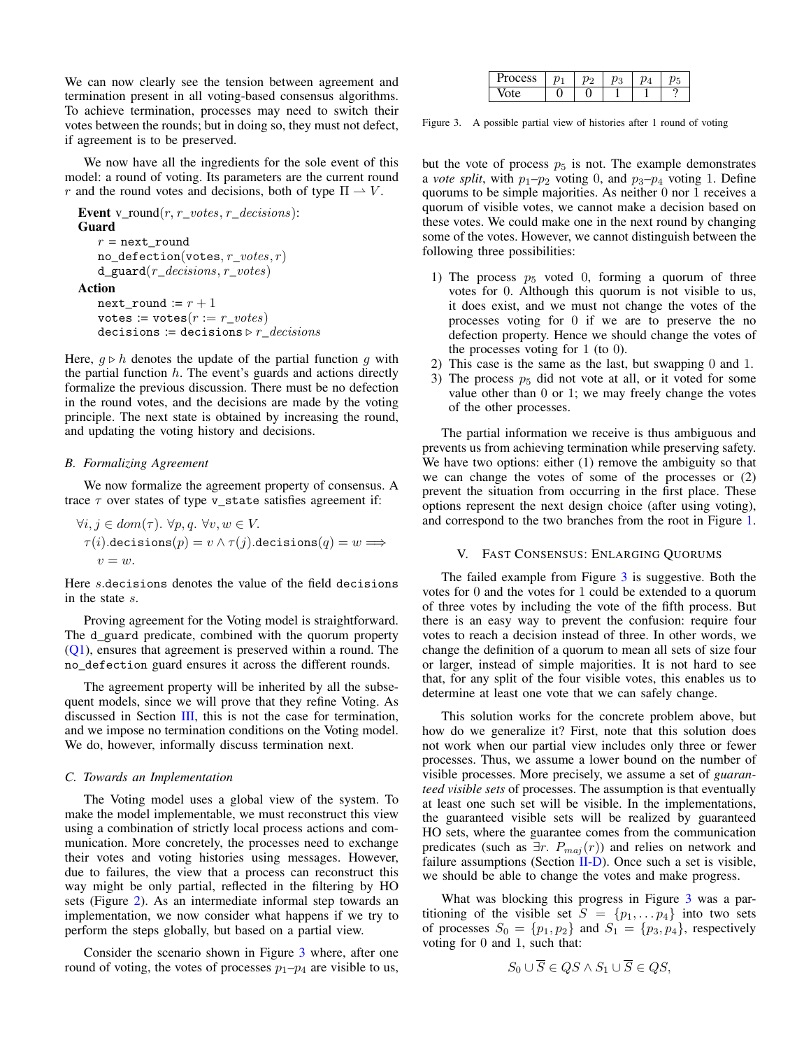We can now clearly see the tension between agreement and termination present in all voting-based consensus algorithms. To achieve termination, processes may need to switch their votes between the rounds; but in doing so, they must not defect, if agreement is to be preserved.

We now have all the ingredients for the sole event of this model: a round of voting. Its parameters are the current round $r$ and the round votes and decisions, both of type $\Pi \rightharpoonup V$.

**Event** v_round($r, r\_votes, r\_decisions$):
**Guard**
  $r$ = `next_round`
  `no_defection`(`votes`, $r\_votes, r$)
  `d_guard`($r\_decisions, r\_votes$)
**Action**
  `next_round` := $r + 1$
  `votes` := `votes`($r := r\_votes$)
  `decisions` := `decisions` $\triangleright$ $r\_decisions$

Here, $g \triangleright h$ denotes the update of the partial function $g$ with the partial function $h$. The event's guards and actions directly formalize the previous discussion. There must be no defection in the round votes, and the decisions are made by the voting principle. The next state is obtained by increasing the round, and updating the voting history and decisions.

### B. Formalizing Agreement

We now formalize the agreement property of consensus. A trace $\tau$ over states of type `v_state` satisfies agreement if:

$$\forall i, j \in dom(\tau).\ \forall p, q.\ \forall v, w \in V.\ \tau(i).\texttt{decisions}(p) = v \wedge \tau(j).\texttt{decisions}(q) = w \Longrightarrow v = w.$$

Here $s$.`decisions` denotes the value of the field `decisions` in the state $s$.

Proving agreement for the Voting model is straightforward. The `d_guard` predicate, combined with the quorum property (Q1), ensures that agreement is preserved within a round. The `no_defection` guard ensures it across the different rounds.

The agreement property will be inherited by all the subsequent models, since we will prove that they refine Voting. As discussed in Section III, this is not the case for termination, and we impose no termination conditions on the Voting model. We do, however, informally discuss termination next.

### C. Towards an Implementation

The Voting model uses a global view of the system. To make the model implementable, we must reconstruct this view using a combination of strictly local process actions and communication. More concretely, the processes need to exchange their votes and voting histories using messages. However, due to failures, the view that a process can reconstruct this way might be only partial, reflected in the filtering by HO sets (Figure 2). As an intermediate informal step towards an implementation, we now consider what happens if we try to perform the steps globally, but based on a partial view.

Consider the scenario shown in Figure 3 where, after one round of voting, the votes of processes $p_1$–$p_4$ are visible to us, but the vote of process $p_5$ is not. The example demonstrates a *vote split*, with $p_1$–$p_2$ voting 0, and $p_3$–$p_4$ voting 1. Define quorums to be simple majorities. As neither 0 nor 1 receives a quorum of visible votes, we cannot make a decision based on these votes. We could make one in the next round by changing some of the votes. However, we cannot distinguish between the following three possibilities:

| Process | $p_1$ | $p_2$ | $p_3$ | $p_4$ | $p_5$ |
|---|---|---|---|---|---|
| Vote | 0 | 0 | 1 | 1 | ? |

Figure 3. A possible partial view of histories after 1 round of voting

1) The process $p_5$ voted 0, forming a quorum of three votes for 0. Although this quorum is not visible to us, it does exist, and we must not change the votes of the processes voting for 0 if we are to preserve the no defection property. Hence we should change the votes of the processes voting for 1 (to 0).
2) This case is the same as the last, but swapping 0 and 1.
3) The process $p_5$ did not vote at all, or it voted for some value other than 0 or 1; we may freely change the votes of the other processes.

The partial information we receive is thus ambiguous and prevents us from achieving termination while preserving safety. We have two options: either (1) remove the ambiguity so that we can change the votes of some of the processes or (2) prevent the situation from occurring in the first place. These options represent the next design choice (after using voting), and correspond to the two branches from the root in Figure 1.

## V. Fast Consensus: Enlarging Quorums

The failed example from Figure 3 is suggestive. Both the votes for 0 and the votes for 1 could be extended to a quorum of three votes by including the vote of the fifth process. But there is an easy way to prevent the confusion: require four votes to reach a decision instead of three. In other words, we change the definition of a quorum to mean all sets of size four or larger, instead of simple majorities. It is not hard to see that, for any split of the four visible votes, this enables us to determine at least one vote that we can safely change.

This solution works for the concrete problem above, but how do we generalize it? First, note that this solution does not work when our partial view includes only three or fewer processes. Thus, we assume a lower bound on the number of visible processes. More precisely, we assume a set of *guaranteed visible sets* of processes. The assumption is that eventually at least one such set will be visible. In the implementations, the guaranteed visible sets will be realized by guaranteed HO sets, where the guarantee comes from the communication predicates (such as $\exists r.\ P_{maj}(r)$) and relies on network and failure assumptions (Section II-D). Once such a set is visible, we should be able to change the votes and make progress.

What was blocking this progress in Figure 3 was a partitioning of the visible set $S = \{p_1, \ldots p_4\}$ into two sets of processes $S_0 = \{p_1, p_2\}$ and $S_1 = \{p_3, p_4\}$, respectively voting for 0 and 1, such that:

$$S_0 \cup \overline{S} \in QS \wedge S_1 \cup \overline{S} \in QS,$$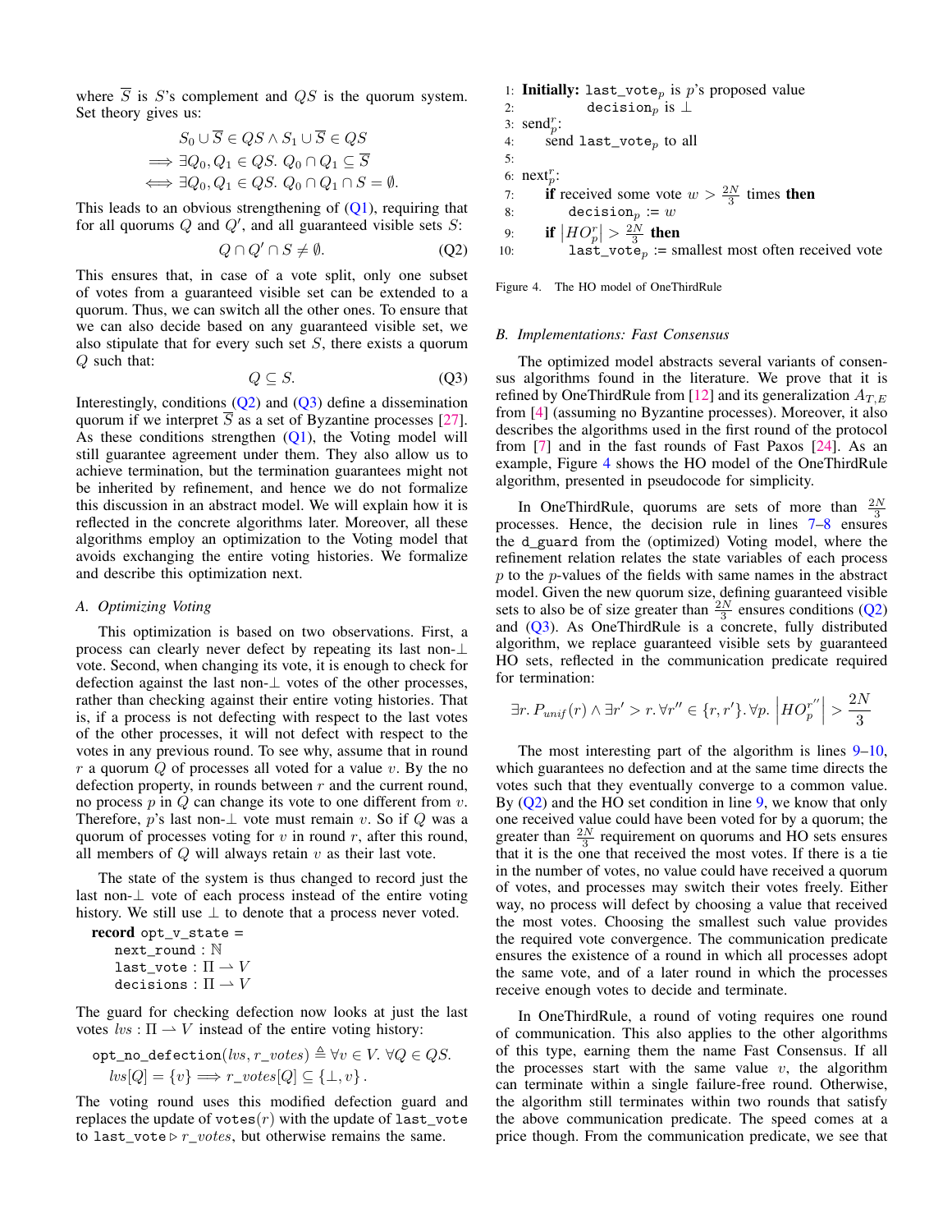where $\overline{S}$ is $S$'s complement and $QS$ is the quorum system. Set theory gives us:

$$S_0 \cup \overline{S} \in QS \wedge S_1 \cup \overline{S} \in QS$$
$$\Longrightarrow \exists Q_0, Q_1 \in QS.\ Q_0 \cap Q_1 \subseteq \overline{S}$$
$$\Longleftrightarrow \exists Q_0, Q_1 \in QS.\ Q_0 \cap Q_1 \cap S = \emptyset.$$

This leads to an obvious strengthening of (Q1), requiring that for all quorums $Q$ and $Q'$, and all guaranteed visible sets $S$:

$$Q \cap Q' \cap S \neq \emptyset. \tag{Q2}$$

This ensures that, in case of a vote split, only one subset of votes from a guaranteed visible set can be extended to a quorum. Thus, we can switch all the other ones. To ensure that we can also decide based on any guaranteed visible set, we also stipulate that for every such set $S$, there exists a quorum $Q$ such that:

$$Q \subseteq S. \tag{Q3}$$

Interestingly, conditions (Q2) and (Q3) define a dissemination quorum if we interpret $\overline{S}$ as a set of Byzantine processes [27]. As these conditions strengthen (Q1), the Voting model will still guarantee agreement under them. They also allow us to achieve termination, but the termination guarantees might not be inherited by refinement, and hence we do not formalize this discussion in an abstract model. We will explain how it is reflected in the concrete algorithms later. Moreover, all these algorithms employ an optimization to the Voting model that avoids exchanging the entire voting histories. We formalize and describe this optimization next.

### A. Optimizing Voting

This optimization is based on two observations. First, a process can clearly never defect by repeating its last non-$\perp$ vote. Second, when changing its vote, it is enough to check for defection against the last non-$\perp$ votes of the other processes, rather than checking against their entire voting histories. That is, if a process is not defecting with respect to the last votes of the other processes, it will not defect with respect to the votes in any previous round. To see why, assume that in round $r$ a quorum $Q$ of processes all voted for a value $v$. By the no defection property, in rounds between $r$ and the current round, no process $p$ in $Q$ can change its vote to one different from $v$. Therefore, $p$'s last non-$\perp$ vote must remain $v$. So if $Q$ was a quorum of processes voting for $v$ in round $r$, after this round, all members of $Q$ will always retain $v$ as their last vote.

The state of the system is thus changed to record just the last non-$\perp$ vote of each process instead of the entire voting history. We still use $\perp$ to denote that a process never voted.

**record** `opt_v_state` =
  `next_round` : $\mathbb{N}$
  `last_vote` : $\Pi \rightharpoonup V$
  `decisions` : $\Pi \rightharpoonup V$

The guard for checking defection now looks at just the last votes $lvs : \Pi \rightharpoonup V$ instead of the entire voting history:

$$\texttt{opt\_no\_defection}(lvs, r\_votes) \triangleq \forall v \in V.\ \forall Q \in QS.$$
$$lvs[Q] = \{v\} \Longrightarrow r\_votes[Q] \subseteq \{\perp, v\}.$$

The voting round uses this modified defection guard and replaces the update of `votes`$(r)$ with the update of `last_vote` to `last_vote` $\triangleright\ r\_votes$, but otherwise remains the same.

```
1:  Initially: last_vote_p is p's proposed value
2:             decision_p is ⊥
3:  send_p^r:
4:      send last_vote_p to all
5:
6:  next_p^r:
7:      if received some vote w > 2N/3 times then
8:          decision_p := w
9:      if |HO_p^r| > 2N/3 then
10:         last_vote_p := smallest most often received vote
```

Figure 4. The HO model of OneThirdRule

### B. Implementations: Fast Consensus

The optimized model abstracts several variants of consensus algorithms found in the literature. We prove that it is refined by OneThirdRule from [12] and its generalization $A_{T,E}$ from [4] (assuming no Byzantine processes). Moreover, it also describes the algorithms used in the first round of the protocol from [7] and in the fast rounds of Fast Paxos [24]. As an example, Figure 4 shows the HO model of the OneThirdRule algorithm, presented in pseudocode for simplicity.

In OneThirdRule, quorums are sets of more than $\frac{2N}{3}$ processes. Hence, the decision rule in lines 7–8 ensures the `d_guard` from the (optimized) Voting model, where the refinement relation relates the state variables of each process $p$ to the $p$-values of the fields with same names in the abstract model. Given the new quorum size, defining guaranteed visible sets to also be of size greater than $\frac{2N}{3}$ ensures conditions (Q2) and (Q3). As OneThirdRule is a concrete, fully distributed algorithm, we replace guaranteed visible sets by guaranteed HO sets, reflected in the communication predicate required for termination:

$$\exists r.\ P_{unif}(r) \wedge \exists r' > r.\ \forall r'' \in \{r, r'\}.\ \forall p.\ \left|HO_p^{r''}\right| > \frac{2N}{3}$$

The most interesting part of the algorithm is lines 9–10, which guarantees no defection and at the same time directs the votes such that they eventually converge to a common value. By (Q2) and the HO set condition in line 9, we know that only one received value could have been voted for by a quorum; the greater than $\frac{2N}{3}$ requirement on quorums and HO sets ensures that it is the one that received the most votes. If there is a tie in the number of votes, no value could have received a quorum of votes, and processes may switch their votes freely. Either way, no process will defect by choosing a value that received the most votes. Choosing the smallest such value provides the required vote convergence. The communication predicate ensures the existence of a round in which all processes adopt the same vote, and of a later round in which the processes receive enough votes to decide and terminate.

In OneThirdRule, a round of voting requires one round of communication. This also applies to the other algorithms of this type, earning them the name Fast Consensus. If all the processes start with the same value $v$, the algorithm can terminate within a single failure-free round. Otherwise, the algorithm still terminates within two rounds that satisfy the above communication predicate. The speed comes at a price though. From the communication predicate, we see that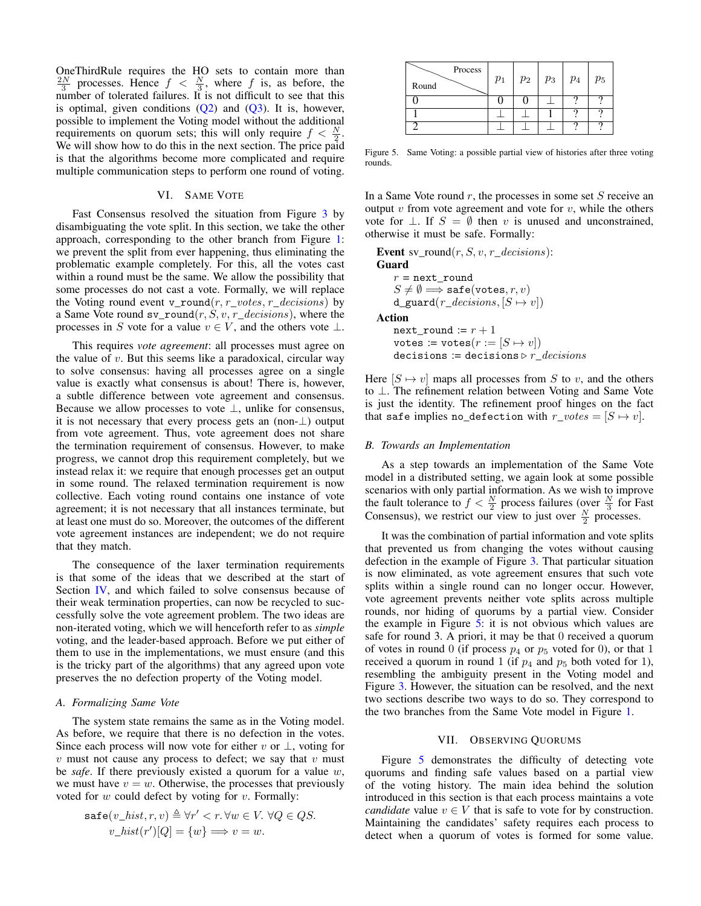OneThirdRule requires the HO sets to contain more than $\frac{2N}{3}$ processes. Hence $f < \frac{N}{3}$, where $f$ is, as before, the number of tolerated failures. It is not difficult to see that this is optimal, given conditions (Q2) and (Q3). It is, however, possible to implement the Voting model without the additional requirements on quorum sets; this will only require $f < \frac{N}{2}$. We will show how to do this in the next section. The price paid is that the algorithms become more complicated and require multiple communication steps to perform one round of voting.

## VI. Same Vote

Fast Consensus resolved the situation from Figure 3 by disambiguating the vote split. In this section, we take the other approach, corresponding to the other branch from Figure 1: we prevent the split from ever happening, thus eliminating the problematic example completely. For this, all the votes cast within a round must be the same. We allow the possibility that some processes do not cast a vote. Formally, we will replace the Voting round event $\texttt{v\_round}(r, r\_votes, r\_decisions)$ by a Same Vote round $\texttt{sv\_round}(r, S, v, r\_decisions)$, where the processes in $S$ vote for a value $v \in V$, and the others vote $\bot$.

This requires *vote agreement*: all processes must agree on the value of $v$. But this seems like a paradoxical, circular way to solve consensus: having all processes agree on a single value is exactly what consensus is about! There is, however, a subtle difference between vote agreement and consensus. Because we allow processes to vote $\bot$, unlike for consensus, it is not necessary that every process gets an (non-$\bot$) output from vote agreement. Thus, vote agreement does not share the termination requirement of consensus. However, to make progress, we cannot drop this requirement completely, but we instead relax it: we require that enough processes get an output in some round. The relaxed termination requirement is now collective. Each voting round contains one instance of vote agreement; it is not necessary that all instances terminate, but at least one must do so. Moreover, the outcomes of the different vote agreement instances are independent; we do not require that they match.

The consequence of the laxer termination requirements is that some of the ideas that we described at the start of Section IV, and which failed to solve consensus because of their weak termination properties, can now be recycled to successfully solve the vote agreement problem. The two ideas are non-iterated voting, which we will henceforth refer to as *simple* voting, and the leader-based approach. Before we put either of them to use in the implementations, we must ensure (and this is the tricky part of the algorithms) that any agreed upon vote preserves the no defection property of the Voting model.

### A. Formalizing Same Vote

The system state remains the same as in the Voting model. As before, we require that there is no defection in the votes. Since each process will now vote for either $v$ or $\bot$, voting for $v$ must not cause any process to defect; we say that $v$ must be *safe*. If there previously existed a quorum for a value $w$, we must have $v = w$. Otherwise, the processes that previously voted for $w$ could defect by voting for $v$. Formally:

$$\texttt{safe}(v\_hist, r, v) \triangleq \forall r' < r. \forall w \in V.\ \forall Q \in QS.$$
$$v\_hist(r')[Q] = \{w\} \Longrightarrow v = w.$$

| Round \ Process | $p_1$ | $p_2$ | $p_3$ | $p_4$ | $p_5$ |
|---|---|---|---|---|---|
| 0 | 0 | 0 | $\bot$ | ? | ? |
| 1 | $\bot$ | $\bot$ | 1 | ? | ? |
| 2 | $\bot$ | $\bot$ | $\bot$ | ? | ? |

Figure 5. Same Voting: a possible partial view of histories after three voting rounds.

In a Same Vote round $r$, the processes in some set $S$ receive an output $v$ from vote agreement and vote for $v$, while the others vote for $\bot$. If $S = \emptyset$ then $v$ is unused and unconstrained, otherwise it must be safe. Formally:

**Event** $\texttt{sv\_round}(r, S, v, r\_decisions)$:
**Guard**
  $r = \texttt{next\_round}$
  $S \neq \emptyset \Longrightarrow \texttt{safe}(\texttt{votes}, r, v)$
  $\texttt{d\_guard}(r\_decisions, [S \mapsto v])$
**Action**
  $\texttt{next\_round} := r + 1$
  $\texttt{votes} := \texttt{votes}(r := [S \mapsto v])$
  $\texttt{decisions} := \texttt{decisions} \triangleright r\_decisions$

Here $[S \mapsto v]$ maps all processes from $S$ to $v$, and the others to $\bot$. The refinement relation between Voting and Same Vote is just the identity. The refinement proof hinges on the fact that $\texttt{safe}$ implies $\texttt{no\_defection}$ with $r\_votes = [S \mapsto v]$.

### B. Towards an Implementation

As a step towards an implementation of the Same Vote model in a distributed setting, we again look at some possible scenarios with only partial information. As we wish to improve the fault tolerance to $f < \frac{N}{2}$ process failures (over $\frac{N}{3}$ for Fast Consensus), we restrict our view to just over $\frac{N}{2}$ processes.

It was the combination of partial information and vote splits that prevented us from changing the votes without causing defection in the example of Figure 3. That particular situation is now eliminated, as vote agreement ensures that such vote splits within a single round can no longer occur. However, vote agreement prevents neither vote splits across multiple rounds, nor hiding of quorums by a partial view. Consider the example in Figure 5: it is not obvious which values are safe for round 3. A priori, it may be that 0 received a quorum of votes in round 0 (if process $p_4$ or $p_5$ voted for 0), or that 1 received a quorum in round 1 (if $p_4$ and $p_5$ both voted for 1), resembling the ambiguity present in the Voting model and Figure 3. However, the situation can be resolved, and the next two sections describe two ways to do so. They correspond to the two branches from the Same Vote model in Figure 1.

## VII. Observing Quorums

Figure 5 demonstrates the difficulty of detecting vote quorums and finding safe values based on a partial view of the voting history. The main idea behind the solution introduced in this section is that each process maintains a vote *candidate* value $v \in V$ that is safe to vote for by construction. Maintaining the candidates' safety requires each process to detect when a quorum of votes is formed for some value.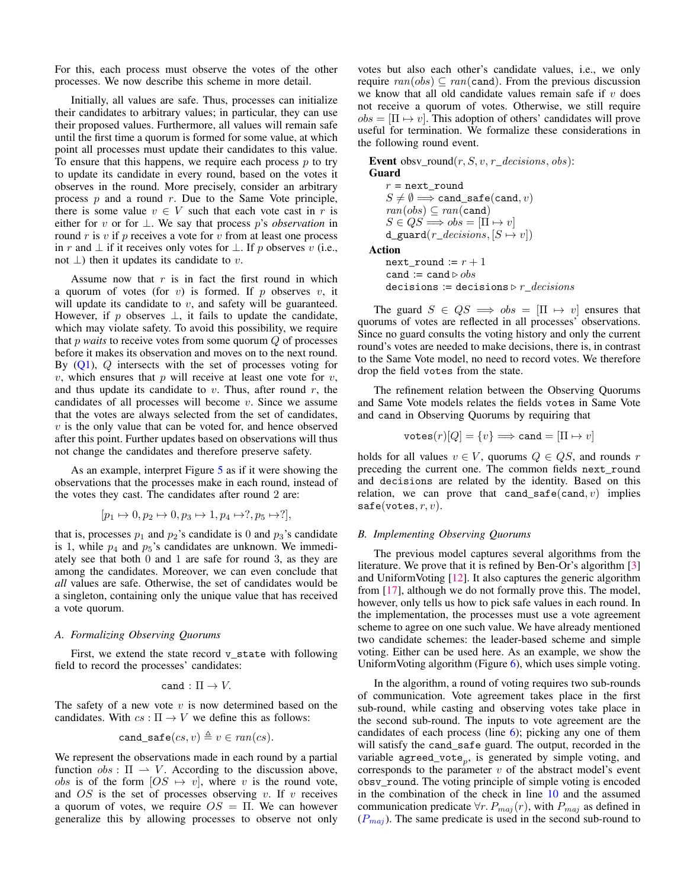For this, each process must observe the votes of the other processes. We now describe this scheme in more detail.

Initially, all values are safe. Thus, processes can initialize their candidates to arbitrary values; in particular, they can use their proposed values. Furthermore, all values will remain safe until the first time a quorum is formed for some value, at which point all processes must update their candidates to this value. To ensure that this happens, we require each process $p$ to try to update its candidate in every round, based on the votes it observes in the round. More precisely, consider an arbitrary process $p$ and a round $r$. Due to the Same Vote principle, there is some value $v \in V$ such that each vote cast in $r$ is either for $v$ or for $\bot$. We say that process $p$'s *observation* in round $r$ is $v$ if $p$ receives a vote for $v$ from at least one process in $r$ and $\bot$ if it receives only votes for $\bot$. If $p$ observes $v$ (i.e., not $\bot$) then it updates its candidate to $v$.

Assume now that $r$ is in fact the first round in which a quorum of votes (for $v$) is formed. If $p$ observes $v$, it will update its candidate to $v$, and safety will be guaranteed. However, if $p$ observes $\bot$, it fails to update the candidate, which may violate safety. To avoid this possibility, we require that $p$ *waits* to receive votes from some quorum $Q$ of processes before it makes its observation and moves on to the next round. By (Q1), $Q$ intersects with the set of processes voting for $v$, which ensures that $p$ will receive at least one vote for $v$, and thus update its candidate to $v$. Thus, after round $r$, the candidates of all processes will become $v$. Since we assume that the votes are always selected from the set of candidates, $v$ is the only value that can be voted for, and hence observed after this point. Further updates based on observations will thus not change the candidates and therefore preserve safety.

As an example, interpret Figure 5 as if it were showing the observations that the processes make in each round, instead of the votes they cast. The candidates after round 2 are:

$$[p_1 \mapsto 0, p_2 \mapsto 0, p_3 \mapsto 1, p_4 \mapsto ?, p_5 \mapsto ?],$$

that is, processes $p_1$ and $p_2$'s candidate is 0 and $p_3$'s candidate is 1, while $p_4$ and $p_5$'s candidates are unknown. We immediately see that both 0 and 1 are safe for round 3, as they are among the candidates. Moreover, we can even conclude that *all* values are safe. Otherwise, the set of candidates would be a singleton, containing only the unique value that has received a vote quorum.

### A. Formalizing Observing Quorums

First, we extend the state record `v_state` with following field to record the processes' candidates:

$$\texttt{cand} : \Pi \to V.$$

The safety of a new vote $v$ is now determined based on the candidates. With $cs : \Pi \to V$ we define this as follows:

$$\texttt{cand\_safe}(cs, v) \triangleq v \in ran(cs).$$

We represent the observations made in each round by a partial function $obs : \Pi \rightharpoonup V$. According to the discussion above, $obs$ is of the form $[OS \mapsto v]$, where $v$ is the round vote, and $OS$ is the set of processes observing $v$. If $v$ receives a quorum of votes, we require $OS = \Pi$. We can however generalize this by allowing processes to observe not only votes but also each other's candidate values, i.e., we only require $ran(obs) \subseteq ran(\texttt{cand})$. From the previous discussion we know that all old candidate values remain safe if $v$ does not receive a quorum of votes. Otherwise, we still require $obs = [\Pi \mapsto v]$. This adoption of others' candidates will prove useful for termination. We formalize these considerations in the following round event.

**Event** obsv_round($r, S, v, r\_decisions, obs$):
**Guard**
  $r$ = `next_round`
  $S \neq \emptyset \Longrightarrow \texttt{cand\_safe}(\texttt{cand}, v)$
  $ran(obs) \subseteq ran(\texttt{cand})$
  $S \in QS \Longrightarrow obs = [\Pi \mapsto v]$
  $\texttt{d\_guard}(r\_decisions, [S \mapsto v])$
**Action**
  `next_round` := $r + 1$
  `cand` := `cand` $\triangleright\, obs$
  `decisions` := `decisions` $\triangleright\, r\_decisions$

The guard $S \in QS \Longrightarrow obs = [\Pi \mapsto v]$ ensures that quorums of votes are reflected in all processes' observations. Since no guard consults the voting history and only the current round's votes are needed to make decisions, there is, in contrast to the Same Vote model, no need to record votes. We therefore drop the field `votes` from the state.

The refinement relation between the Observing Quorums and Same Vote models relates the fields `votes` in Same Vote and `cand` in Observing Quorums by requiring that

$$\texttt{votes}(r)[Q] = \{v\} \Longrightarrow \texttt{cand} = [\Pi \mapsto v]$$

holds for all values $v \in V$, quorums $Q \in QS$, and rounds $r$ preceding the current one. The common fields `next_round` and `decisions` are related by the identity. Based on this relation, we can prove that $\texttt{cand\_safe}(\texttt{cand}, v)$ implies $\texttt{safe}(\texttt{votes}, r, v)$.

### B. Implementing Observing Quorums

The previous model captures several algorithms from the literature. We prove that it is refined by Ben-Or's algorithm [3] and UniformVoting [12]. It also captures the generic algorithm from [17], although we do not formally prove this. The model, however, only tells us how to pick safe values in each round. In the implementation, the processes must use a vote agreement scheme to agree on one such value. We have already mentioned two candidate schemes: the leader-based scheme and simple voting. Either can be used here. As an example, we show the UniformVoting algorithm (Figure 6), which uses simple voting.

In the algorithm, a round of voting requires two sub-rounds of communication. Vote agreement takes place in the first sub-round, while casting and observing votes take place in the second sub-round. The inputs to vote agreement are the candidates of each process (line 6); picking any one of them will satisfy the `cand_safe` guard. The output, recorded in the variable $\texttt{agreed\_vote}_p$, is generated by simple voting, and corresponds to the parameter $v$ of the abstract model's event obsv_round. The voting property of simple voting is encoded in the combination of the check in line 10 and the assumed communication predicate $\forall r.\, P_{maj}(r)$, with $P_{maj}$ as defined in ($P_{maj}$). The same predicate is used in the second sub-round to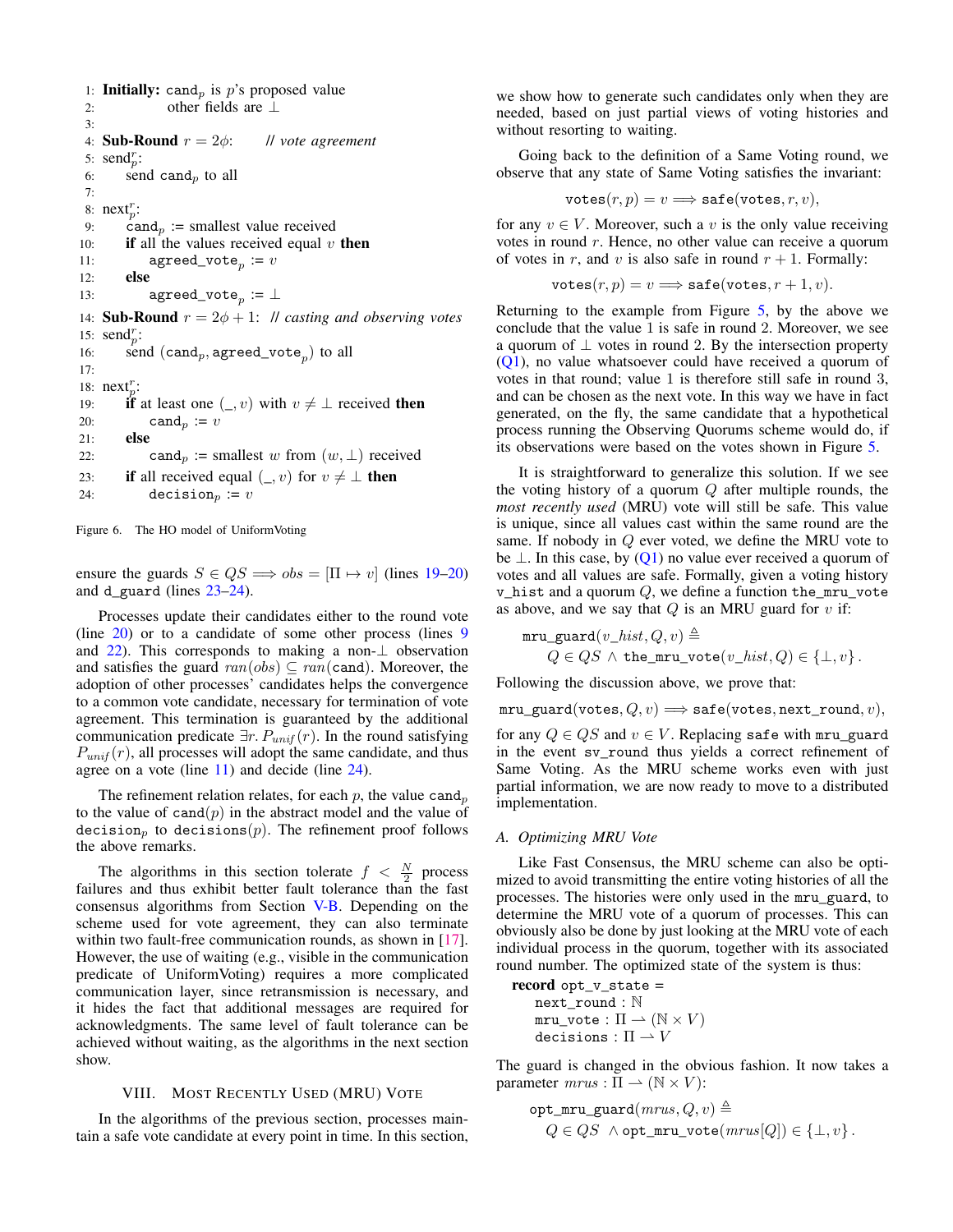```
1: Initially: cand_p is p's proposed value
2:            other fields are ⊥
3:
4: Sub-Round r = 2φ:       // vote agreement
5: send_p^r:
6:     send cand_p to all
7:
8: next_p^r:
9:     cand_p := smallest value received
10:    if all the values received equal v then
11:        agreed_vote_p := v
12:    else
13:        agreed_vote_p := ⊥
14: Sub-Round r = 2φ + 1:  // casting and observing votes
15: send_p^r:
16:    send (cand_p, agreed_vote_p) to all
17:
18: next_p^r:
19:    if at least one (_, v) with v ≠ ⊥ received then
20:        cand_p := v
21:    else
22:        cand_p := smallest w from (w, ⊥) received
23:    if all received equal (_, v) for v ≠ ⊥ then
24:        decision_p := v
```

Figure 6. The HO model of UniformVoting

ensure the guards $S \in QS \Longrightarrow obs = [\Pi \mapsto v]$ (lines 19–20) and d_guard (lines 23–24).

Processes update their candidates either to the round vote (line 20) or to a candidate of some other process (lines 9 and 22). This corresponds to making a non-$\bot$ observation and satisfies the guard $ran(obs) \subseteq ran(\texttt{cand})$. Moreover, the adoption of other processes' candidates helps the convergence to a common vote candidate, necessary for termination of vote agreement. This termination is guaranteed by the additional communication predicate $\exists r. P_{unif}(r)$. In the round satisfying $P_{unif}(r)$, all processes will adopt the same candidate, and thus agree on a vote (line 11) and decide (line 24).

The refinement relation relates, for each $p$, the value $\texttt{cand}_p$ to the value of $\texttt{cand}(p)$ in the abstract model and the value of $\texttt{decision}_p$ to $\texttt{decisions}(p)$. The refinement proof follows the above remarks.

The algorithms in this section tolerate $f < \frac{N}{2}$ process failures and thus exhibit better fault tolerance than the fast consensus algorithms from Section V-B. Depending on the scheme used for vote agreement, they can also terminate within two fault-free communication rounds, as shown in [17]. However, the use of waiting (e.g., visible in the communication predicate of UniformVoting) requires a more complicated communication layer, since retransmission is necessary, and it hides the fact that additional messages are required for acknowledgments. The same level of fault tolerance can be achieved without waiting, as the algorithms in the next section show.

## VIII. Most Recently Used (MRU) Vote

In the algorithms of the previous section, processes maintain a safe vote candidate at every point in time. In this section, we show how to generate such candidates only when they are needed, based on just partial views of voting histories and without resorting to waiting.

Going back to the definition of a Same Voting round, we observe that any state of Same Voting satisfies the invariant:

$$\texttt{votes}(r, p) = v \Longrightarrow \texttt{safe}(\texttt{votes}, r, v),$$

for any $v \in V$. Moreover, such a $v$ is the only value receiving votes in round $r$. Hence, no other value can receive a quorum of votes in $r$, and $v$ is also safe in round $r + 1$. Formally:

$$\texttt{votes}(r, p) = v \Longrightarrow \texttt{safe}(\texttt{votes}, r + 1, v).$$

Returning to the example from Figure 5, by the above we conclude that the value 1 is safe in round 2. Moreover, we see a quorum of $\bot$ votes in round 2. By the intersection property (Q1), no value whatsoever could have received a quorum of votes in that round; value 1 is therefore still safe in round 3, and can be chosen as the next vote. In this way we have in fact generated, on the fly, the same candidate that a hypothetical process running the Observing Quorums scheme would do, if its observations were based on the votes shown in Figure 5.

It is straightforward to generalize this solution. If we see the voting history of a quorum $Q$ after multiple rounds, the *most recently used* (MRU) vote will still be safe. This value is unique, since all values cast within the same round are the same. If nobody in $Q$ ever voted, we define the MRU vote to be $\bot$. In this case, by (Q1) no value ever received a quorum of votes and all values are safe. Formally, given a voting history v_hist and a quorum $Q$, we define a function the_mru_vote as above, and we say that $Q$ is an MRU guard for $v$ if:

$$\texttt{mru\_guard}(v\_hist, Q, v) \triangleq Q \in QS \wedge \texttt{the\_mru\_vote}(v\_hist, Q) \in \{\bot, v\}.$$

Following the discussion above, we prove that:

$$\texttt{mru\_guard}(\texttt{votes}, Q, v) \Longrightarrow \texttt{safe}(\texttt{votes}, \texttt{next\_round}, v),$$

for any $Q \in QS$ and $v \in V$. Replacing safe with mru_guard in the event sv_round thus yields a correct refinement of Same Voting. As the MRU scheme works even with just partial information, we are now ready to move to a distributed implementation.

### A. Optimizing MRU Vote

Like Fast Consensus, the MRU scheme can also be optimized to avoid transmitting the entire voting histories of all the processes. The histories were only used in the mru_guard, to determine the MRU vote of a quorum of processes. This can obviously also be done by just looking at the MRU vote of each individual process in the quorum, together with its associated round number. The optimized state of the system is thus:

**record** opt_v_state =
  next_round : $\mathbb{N}$
  mru_vote : $\Pi \rightharpoonup (\mathbb{N} \times V)$
  decisions : $\Pi \rightharpoonup V$

The guard is changed in the obvious fashion. It now takes a parameter $mrus : \Pi \rightharpoonup (\mathbb{N} \times V)$:

$$\texttt{opt\_mru\_guard}(mrus, Q, v) \triangleq Q \in QS \ \wedge \texttt{opt\_mru\_vote}(mrus[Q]) \in \{\bot, v\}.$$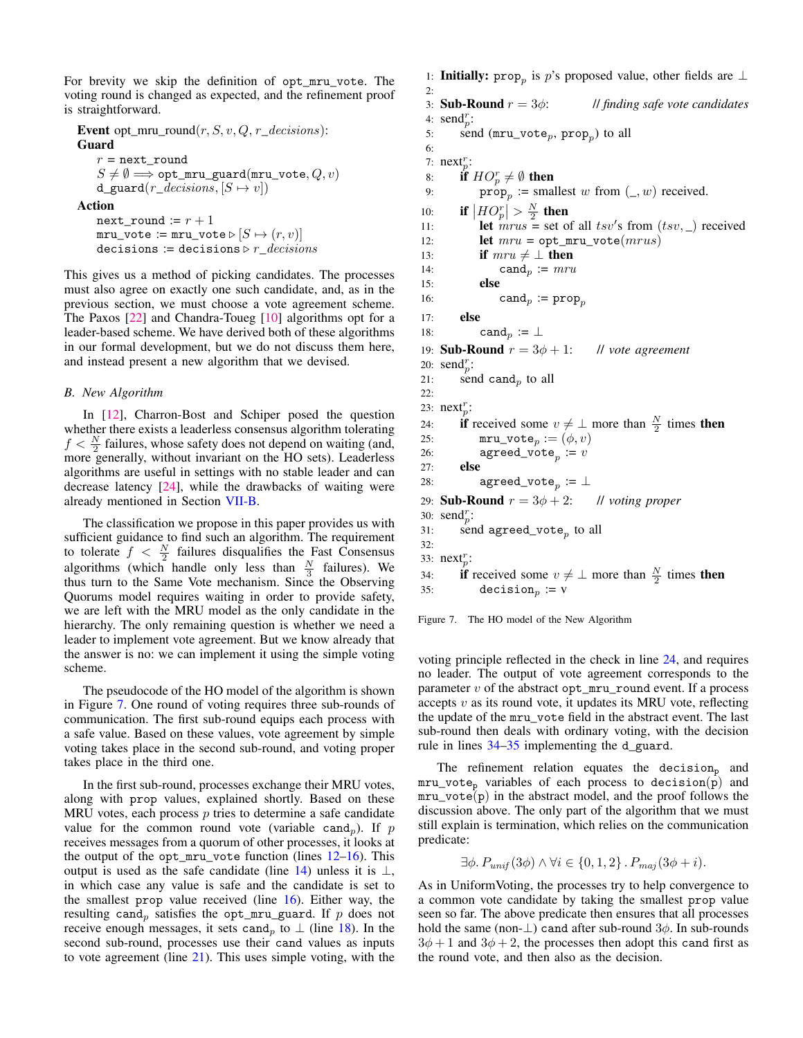For brevity we skip the definition of opt_mru_vote. The voting round is changed as expected, and the refinement proof is straightforward.

**Event** opt_mru_round($r, S, v, Q, r\_decisions$):
**Guard**
  $r$ = next_round
  $S \neq \emptyset \Longrightarrow$ opt_mru_guard(mru_vote, $Q, v$)
  d_guard($r\_decisions$, $[S \mapsto v]$)
**Action**
  next_round := $r + 1$
  mru_vote := mru_vote $\triangleright [S \mapsto (r, v)]$
  decisions := decisions $\triangleright$ $r\_decisions$

This gives us a method of picking candidates. The processes must also agree on exactly one such candidate, and, as in the previous section, we must choose a vote agreement scheme. The Paxos [22] and Chandra-Toueg [10] algorithms opt for a leader-based scheme. We have derived both of these algorithms in our formal development, but we do not discuss them here, and instead present a new algorithm that we devised.

### B. New Algorithm

In [12], Charron-Bost and Schiper posed the question whether there exists a leaderless consensus algorithm tolerating $f < \frac{N}{2}$ failures, whose safety does not depend on waiting (and, more generally, without invariant on the HO sets). Leaderless algorithms are useful in settings with no stable leader and can decrease latency [24], while the drawbacks of waiting were already mentioned in Section VII-B.

The classification we propose in this paper provides us with sufficient guidance to find such an algorithm. The requirement to tolerate $f < \frac{N}{2}$ failures disqualifies the Fast Consensus algorithms (which handle only less than $\frac{N}{3}$ failures). We thus turn to the Same Vote mechanism. Since the Observing Quorums model requires waiting in order to provide safety, we are left with the MRU model as the only candidate in the hierarchy. The only remaining question is whether we need a leader to implement vote agreement. But we know already that the answer is no: we can implement it using the simple voting scheme.

The pseudocode of the HO model of the algorithm is shown in Figure 7. One round of voting requires three sub-rounds of communication. The first sub-round equips each process with a safe value. Based on these values, vote agreement by simple voting takes place in the second sub-round, and voting proper takes place in the third one.

In the first sub-round, processes exchange their MRU votes, along with prop values, explained shortly. Based on these MRU votes, each process $p$ tries to determine a safe candidate value for the common round vote (variable $\mathtt{cand}_p$). If $p$ receives messages from a quorum of other processes, it looks at the output of the opt_mru_vote function (lines 12–16). This output is used as the safe candidate (line 14) unless it is $\perp$, in which case any value is safe and the candidate is set to the smallest prop value received (line 16). Either way, the resulting $\mathtt{cand}_p$ satisfies the opt_mru_guard. If $p$ does not receive enough messages, it sets $\mathtt{cand}_p$ to $\perp$ (line 18). In the second sub-round, processes use their cand values as inputs to vote agreement (line 21). This uses simple voting, with the voting principle reflected in the check in line 24, and requires no leader. The output of vote agreement corresponds to the parameter $v$ of the abstract opt_mru_round event. If a process accepts $v$ as its round vote, it updates its MRU vote, reflecting the update of the mru_vote field in the abstract event. The last sub-round then deals with ordinary voting, with the decision rule in lines 34–35 implementing the d_guard.

```
1:  Initially: prop_p is p's proposed value, other fields are ⊥
2:
3:  Sub-Round r = 3φ:            // finding safe vote candidates
4:  send^r_p:
5:      send (mru_vote_p, prop_p) to all
6:
7:  next^r_p:
8:      if HO^r_p ≠ ∅ then
9:          prop_p := smallest w from (_, w) received.
10:     if |HO^r_p| > N/2 then
11:         let mrus = set of all tsv's from (tsv, _) received
12:         let mru = opt_mru_vote(mrus)
13:         if mru ≠ ⊥ then
14:             cand_p := mru
15:         else
16:             cand_p := prop_p
17:     else
18:         cand_p := ⊥
19: Sub-Round r = 3φ + 1:        // vote agreement
20: send^r_p:
21:     send cand_p to all
22:
23: next^r_p:
24:     if received some v ≠ ⊥ more than N/2 times then
25:         mru_vote_p := (φ, v)
26:         agreed_vote_p := v
27:     else
28:         agreed_vote_p := ⊥
29: Sub-Round r = 3φ + 2:        // voting proper
30: send^r_p:
31:     send agreed_vote_p to all
32:
33: next^r_p:
34:     if received some v ≠ ⊥ more than N/2 times then
35:         decision_p := v
```

Figure 7. The HO model of the New Algorithm

The refinement relation equates the $\mathtt{decision_p}$ and $\mathtt{mru\_vote_p}$ variables of each process to decision(p) and mru_vote(p) in the abstract model, and the proof follows the discussion above. The only part of the algorithm that we must still explain is termination, which relies on the communication predicate:

$$\exists \phi.\, P_{unif}(3\phi) \wedge \forall i \in \{0, 1, 2\}\,.\, P_{maj}(3\phi + i).$$

As in UniformVoting, the processes try to help convergence to a common vote candidate by taking the smallest prop value seen so far. The above predicate then ensures that all processes hold the same (non-$\perp$) cand after sub-round $3\phi$. In sub-rounds $3\phi + 1$ and $3\phi + 2$, the processes then adopt this cand first as the round vote, and then also as the decision.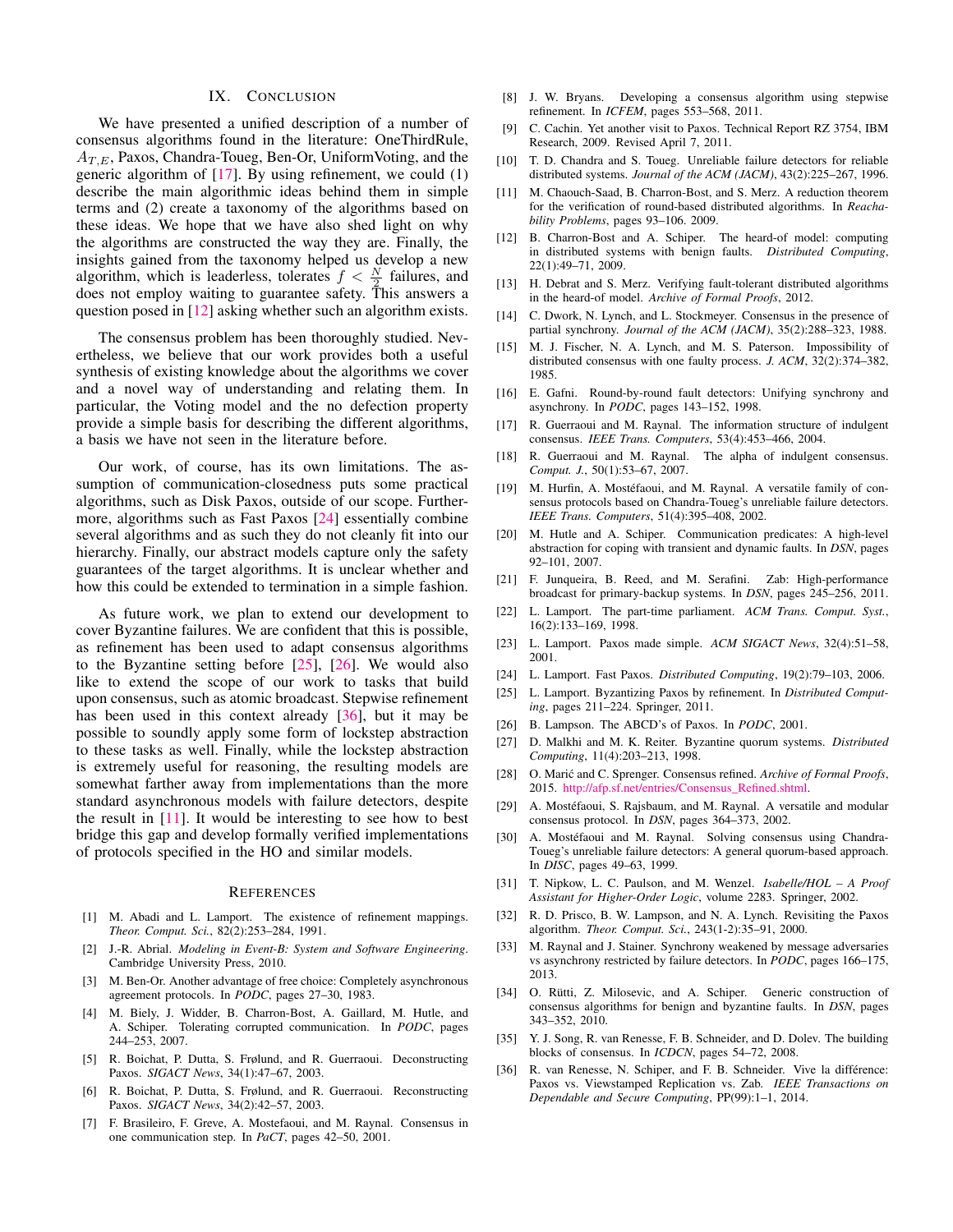## IX. Conclusion

We have presented a unified description of a number of consensus algorithms found in the literature: OneThirdRule, $A_{T,E}$, Paxos, Chandra-Toueg, Ben-Or, UniformVoting, and the generic algorithm of [17]. By using refinement, we could (1) describe the main algorithmic ideas behind them in simple terms and (2) create a taxonomy of the algorithms based on these ideas. We hope that we have also shed light on why the algorithms are constructed the way they are. Finally, the insights gained from the taxonomy helped us develop a new algorithm, which is leaderless, tolerates $f < \frac{N}{2}$ failures, and does not employ waiting to guarantee safety. This answers a question posed in [12] asking whether such an algorithm exists.

The consensus problem has been thoroughly studied. Nevertheless, we believe that our work provides both a useful synthesis of existing knowledge about the algorithms we cover and a novel way of understanding and relating them. In particular, the Voting model and the no defection property provide a simple basis for describing the different algorithms, a basis we have not seen in the literature before.

Our work, of course, has its own limitations. The assumption of communication-closedness puts some practical algorithms, such as Disk Paxos, outside of our scope. Furthermore, algorithms such as Fast Paxos [24] essentially combine several algorithms and as such they do not cleanly fit into our hierarchy. Finally, our abstract models capture only the safety guarantees of the target algorithms. It is unclear whether and how this could be extended to termination in a simple fashion.

As future work, we plan to extend our development to cover Byzantine failures. We are confident that this is possible, as refinement has been used to adapt consensus algorithms to the Byzantine setting before [25], [26]. We would also like to extend the scope of our work to tasks that build upon consensus, such as atomic broadcast. Stepwise refinement has been used in this context already [36], but it may be possible to soundly apply some form of lockstep abstraction to these tasks as well. Finally, while the lockstep abstraction is extremely useful for reasoning, the resulting models are somewhat farther away from implementations than the more standard asynchronous models with failure detectors, despite the result in [11]. It would be interesting to see how to best bridge this gap and develop formally verified implementations of protocols specified in the HO and similar models.

## References

[1] M. Abadi and L. Lamport. The existence of refinement mappings. *Theor. Comput. Sci.*, 82(2):253–284, 1991.

[2] J.-R. Abrial. *Modeling in Event-B: System and Software Engineering*. Cambridge University Press, 2010.

[3] M. Ben-Or. Another advantage of free choice: Completely asynchronous agreement protocols. In *PODC*, pages 27–30, 1983.

[4] M. Biely, J. Widder, B. Charron-Bost, A. Gaillard, M. Hutle, and A. Schiper. Tolerating corrupted communication. In *PODC*, pages 244–253, 2007.

[5] R. Boichat, P. Dutta, S. Frølund, and R. Guerraoui. Deconstructing Paxos. *SIGACT News*, 34(1):47–67, 2003.

[6] R. Boichat, P. Dutta, S. Frølund, and R. Guerraoui. Reconstructing Paxos. *SIGACT News*, 34(2):42–57, 2003.

[7] F. Brasileiro, F. Greve, A. Mostefaoui, and M. Raynal. Consensus in one communication step. In *PaCT*, pages 42–50, 2001.

[8] J. W. Bryans. Developing a consensus algorithm using stepwise refinement. In *ICFEM*, pages 553–568, 2011.

[9] C. Cachin. Yet another visit to Paxos. Technical Report RZ 3754, IBM Research, 2009. Revised April 7, 2011.

[10] T. D. Chandra and S. Toueg. Unreliable failure detectors for reliable distributed systems. *Journal of the ACM (JACM)*, 43(2):225–267, 1996.

[11] M. Chaouch-Saad, B. Charron-Bost, and S. Merz. A reduction theorem for the verification of round-based distributed algorithms. In *Reachability Problems*, pages 93–106. 2009.

[12] B. Charron-Bost and A. Schiper. The heard-of model: computing in distributed systems with benign faults. *Distributed Computing*, 22(1):49–71, 2009.

[13] H. Debrat and S. Merz. Verifying fault-tolerant distributed algorithms in the heard-of model. *Archive of Formal Proofs*, 2012.

[14] C. Dwork, N. Lynch, and L. Stockmeyer. Consensus in the presence of partial synchrony. *Journal of the ACM (JACM)*, 35(2):288–323, 1988.

[15] M. J. Fischer, N. A. Lynch, and M. S. Paterson. Impossibility of distributed consensus with one faulty process. *J. ACM*, 32(2):374–382, 1985.

[16] E. Gafni. Round-by-round fault detectors: Unifying synchrony and asynchrony. In *PODC*, pages 143–152, 1998.

[17] R. Guerraoui and M. Raynal. The information structure of indulgent consensus. *IEEE Trans. Computers*, 53(4):453–466, 2004.

[18] R. Guerraoui and M. Raynal. The alpha of indulgent consensus. *Comput. J.*, 50(1):53–67, 2007.

[19] M. Hurfin, A. Mostéfaoui, and M. Raynal. A versatile family of consensus protocols based on Chandra-Toueg's unreliable failure detectors. *IEEE Trans. Computers*, 51(4):395–408, 2002.

[20] M. Hutle and A. Schiper. Communication predicates: A high-level abstraction for coping with transient and dynamic faults. In *DSN*, pages 92–101, 2007.

[21] F. Junqueira, B. Reed, and M. Serafini. Zab: High-performance broadcast for primary-backup systems. In *DSN*, pages 245–256, 2011.

[22] L. Lamport. The part-time parliament. *ACM Trans. Comput. Syst.*, 16(2):133–169, 1998.

[23] L. Lamport. Paxos made simple. *ACM SIGACT News*, 32(4):51–58, 2001.

[24] L. Lamport. Fast Paxos. *Distributed Computing*, 19(2):79–103, 2006.

[25] L. Lamport. Byzantizing Paxos by refinement. In *Distributed Computing*, pages 211–224. Springer, 2011.

[26] B. Lampson. The ABCD's of Paxos. In *PODC*, 2001.

[27] D. Malkhi and M. K. Reiter. Byzantine quorum systems. *Distributed Computing*, 11(4):203–213, 1998.

[28] O. Marić and C. Sprenger. Consensus refined. *Archive of Formal Proofs*, 2015. http://afp.sf.net/entries/Consensus_Refined.shtml.

[29] A. Mostéfaoui, S. Rajsbaum, and M. Raynal. A versatile and modular consensus protocol. In *DSN*, pages 364–373, 2002.

[30] A. Mostéfaoui and M. Raynal. Solving consensus using Chandra-Toueg's unreliable failure detectors: A general quorum-based approach. In *DISC*, pages 49–63, 1999.

[31] T. Nipkow, L. C. Paulson, and M. Wenzel. *Isabelle/HOL – A Proof Assistant for Higher-Order Logic*, volume 2283. Springer, 2002.

[32] R. D. Prisco, B. W. Lampson, and N. A. Lynch. Revisiting the Paxos algorithm. *Theor. Comput. Sci.*, 243(1-2):35–91, 2000.

[33] M. Raynal and J. Stainer. Synchrony weakened by message adversaries vs asynchrony restricted by failure detectors. In *PODC*, pages 166–175, 2013.

[34] O. Rütti, Z. Milosevic, and A. Schiper. Generic construction of consensus algorithms for benign and byzantine faults. In *DSN*, pages 343–352, 2010.

[35] Y. J. Song, R. van Renesse, F. B. Schneider, and D. Dolev. The building blocks of consensus. In *ICDCN*, pages 54–72, 2008.

[36] R. van Renesse, N. Schiper, and F. B. Schneider. Vive la différence: Paxos vs. Viewstamped Replication vs. Zab. *IEEE Transactions on Dependable and Secure Computing*, PP(99):1–1, 2014.